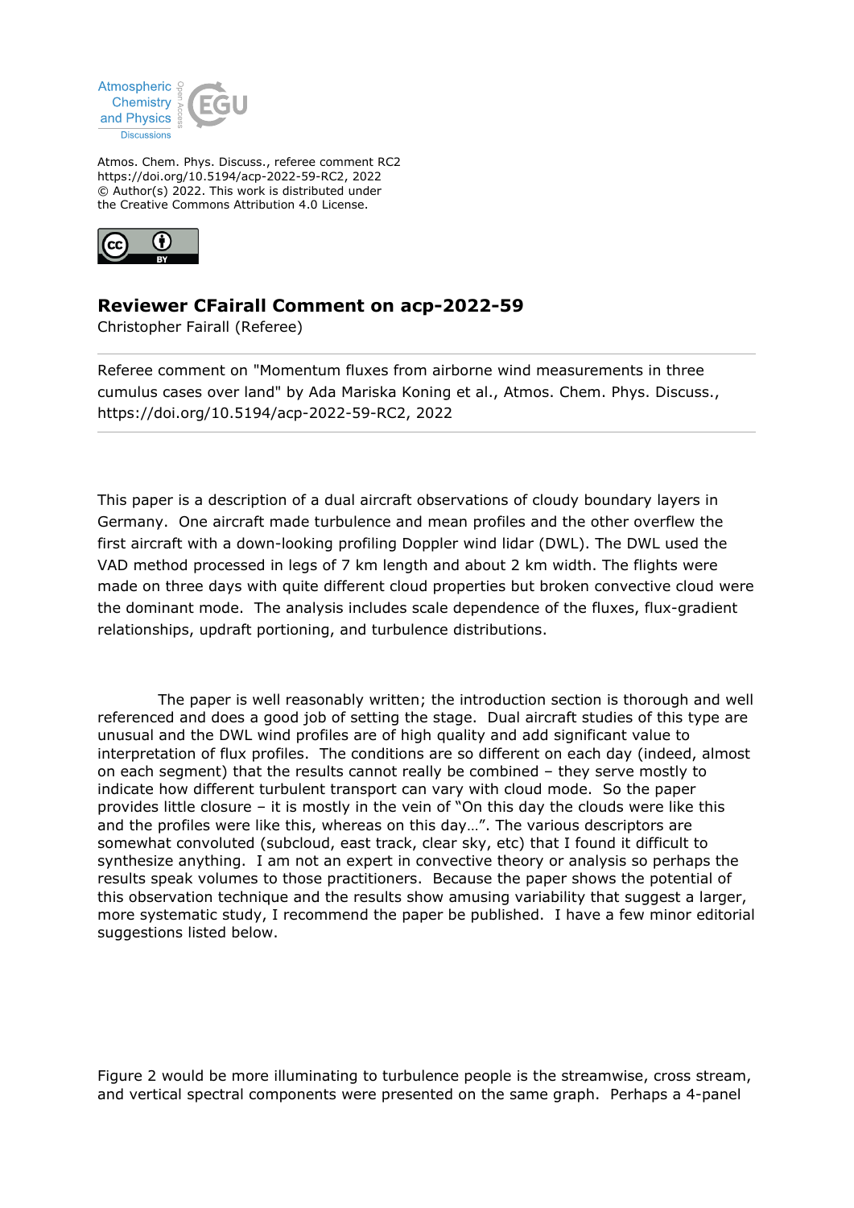Atmos. Chem. Phys. Discuss., referee comment RC2
https://doi.org/10.5194/acp-2022-59-RC2, 2022
© Author(s) 2022. This work is distributed under
the Creative Commons Attribution 4.0 License.

# Reviewer CFairall Comment on acp-2022-59

Christopher Fairall (Referee)

Referee comment on "Momentum fluxes from airborne wind measurements in three cumulus cases over land" by Ada Mariska Koning et al., Atmos. Chem. Phys. Discuss., https://doi.org/10.5194/acp-2022-59-RC2, 2022

This paper is a description of a dual aircraft observations of cloudy boundary layers in Germany. One aircraft made turbulence and mean profiles and the other overflew the first aircraft with a down-looking profiling Doppler wind lidar (DWL). The DWL used the VAD method processed in legs of 7 km length and about 2 km width. The flights were made on three days with quite different cloud properties but broken convective cloud were the dominant mode. The analysis includes scale dependence of the fluxes, flux-gradient relationships, updraft portioning, and turbulence distributions.

The paper is well reasonably written; the introduction section is thorough and well referenced and does a good job of setting the stage. Dual aircraft studies of this type are unusual and the DWL wind profiles are of high quality and add significant value to interpretation of flux profiles. The conditions are so different on each day (indeed, almost on each segment) that the results cannot really be combined – they serve mostly to indicate how different turbulent transport can vary with cloud mode. So the paper provides little closure – it is mostly in the vein of "On this day the clouds were like this and the profiles were like this, whereas on this day…". The various descriptors are somewhat convoluted (subcloud, east track, clear sky, etc) that I found it difficult to synthesize anything. I am not an expert in convective theory or analysis so perhaps the results speak volumes to those practitioners. Because the paper shows the potential of this observation technique and the results show amusing variability that suggest a larger, more systematic study, I recommend the paper be published. I have a few minor editorial suggestions listed below.

Figure 2 would be more illuminating to turbulence people is the streamwise, cross stream, and vertical spectral components were presented on the same graph. Perhaps a 4-panel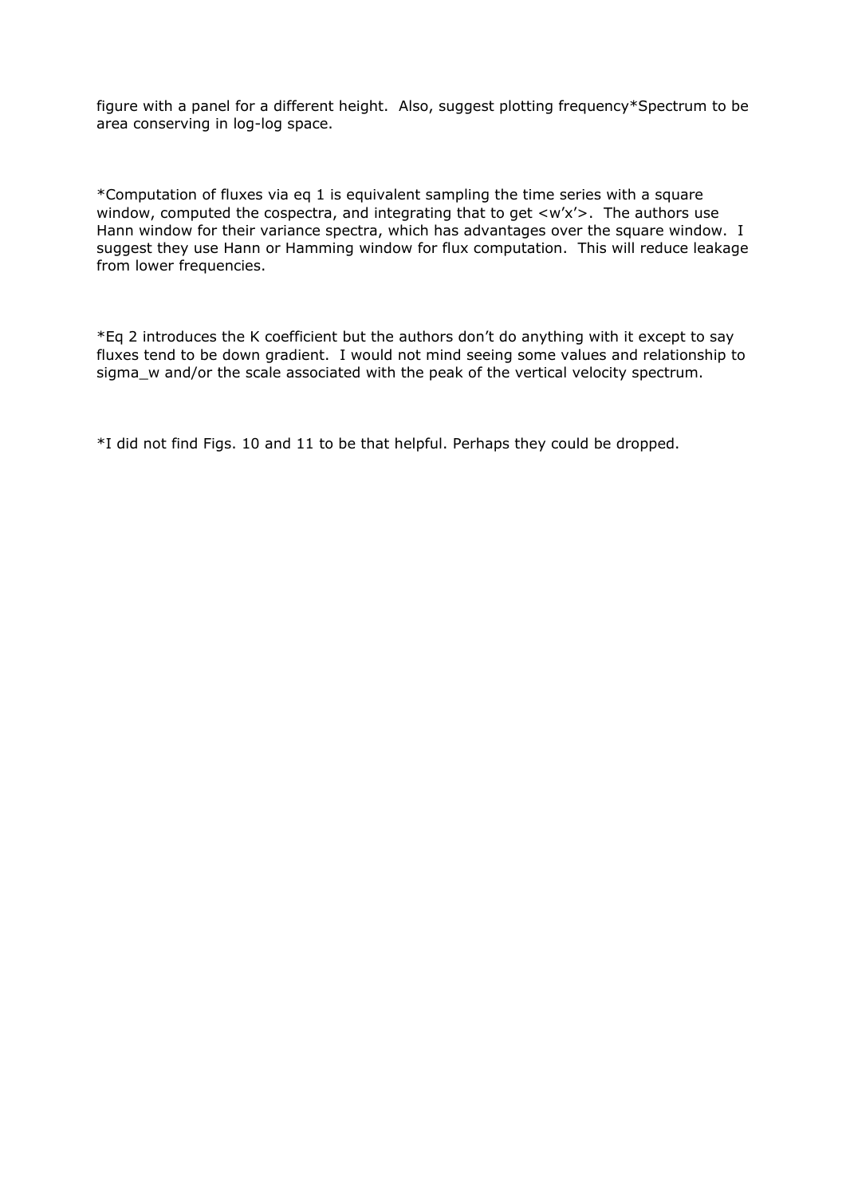figure with a panel for a different height. Also, suggest plotting frequency*Spectrum to be area conserving in log-log space.

*Computation of fluxes via eq 1 is equivalent sampling the time series with a square window, computed the cospectra, and integrating that to get $\langle w'x' \rangle$. The authors use Hann window for their variance spectra, which has advantages over the square window. I suggest they use Hann or Hamming window for flux computation. This will reduce leakage from lower frequencies.

*Eq 2 introduces the K coefficient but the authors don't do anything with it except to say fluxes tend to be down gradient. I would not mind seeing some values and relationship to $\sigma_w$ and/or the scale associated with the peak of the vertical velocity spectrum.

*I did not find Figs. 10 and 11 to be that helpful. Perhaps they could be dropped.